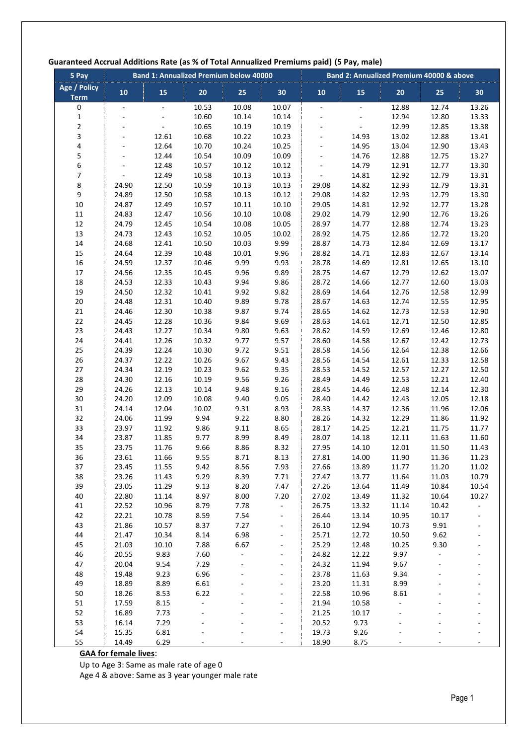**Guaranteed Accrual Additions Rate (as % of Total Annualized Premiums paid) (5 Pay, male)**

| 5 Pay | Band 1: Annualized Premium below 40000 | | | | | Band 2: Annualized Premium 40000 & above | | | | |
|---|---|---|---|---|---|---|---|---|---|---|
| Age / Policy Term | 10 | 15 | 20 | 25 | 30 | 10 | 15 | 20 | 25 | 30 |
| 0 | - | - | 10.53 | 10.08 | 10.07 | - | - | 12.88 | 12.74 | 13.26 |
| 1 | - | - | 10.60 | 10.14 | 10.14 | - | - | 12.94 | 12.80 | 13.33 |
| 2 | - | - | 10.65 | 10.19 | 10.19 | - | - | 12.99 | 12.85 | 13.38 |
| 3 | - | 12.61 | 10.68 | 10.22 | 10.23 | - | 14.93 | 13.02 | 12.88 | 13.41 |
| 4 | - | 12.64 | 10.70 | 10.24 | 10.25 | - | 14.95 | 13.04 | 12.90 | 13.43 |
| 5 | - | 12.44 | 10.54 | 10.09 | 10.09 | - | 14.76 | 12.88 | 12.75 | 13.27 |
| 6 | - | 12.48 | 10.57 | 10.12 | 10.12 | - | 14.79 | 12.91 | 12.77 | 13.30 |
| 7 | - | 12.49 | 10.58 | 10.13 | 10.13 | - | 14.81 | 12.92 | 12.79 | 13.31 |
| 8 | 24.90 | 12.50 | 10.59 | 10.13 | 10.13 | 29.08 | 14.82 | 12.93 | 12.79 | 13.31 |
| 9 | 24.89 | 12.50 | 10.58 | 10.13 | 10.12 | 29.08 | 14.82 | 12.93 | 12.79 | 13.30 |
| 10 | 24.87 | 12.49 | 10.57 | 10.11 | 10.10 | 29.05 | 14.81 | 12.92 | 12.77 | 13.28 |
| 11 | 24.83 | 12.47 | 10.56 | 10.10 | 10.08 | 29.02 | 14.79 | 12.90 | 12.76 | 13.26 |
| 12 | 24.79 | 12.45 | 10.54 | 10.08 | 10.05 | 28.97 | 14.77 | 12.88 | 12.74 | 13.23 |
| 13 | 24.73 | 12.43 | 10.52 | 10.05 | 10.02 | 28.92 | 14.75 | 12.86 | 12.72 | 13.20 |
| 14 | 24.68 | 12.41 | 10.50 | 10.03 | 9.99 | 28.87 | 14.73 | 12.84 | 12.69 | 13.17 |
| 15 | 24.64 | 12.39 | 10.48 | 10.01 | 9.96 | 28.82 | 14.71 | 12.83 | 12.67 | 13.14 |
| 16 | 24.59 | 12.37 | 10.46 | 9.99 | 9.93 | 28.78 | 14.69 | 12.81 | 12.65 | 13.10 |
| 17 | 24.56 | 12.35 | 10.45 | 9.96 | 9.89 | 28.75 | 14.67 | 12.79 | 12.62 | 13.07 |
| 18 | 24.53 | 12.33 | 10.43 | 9.94 | 9.86 | 28.72 | 14.66 | 12.77 | 12.60 | 13.03 |
| 19 | 24.50 | 12.32 | 10.41 | 9.92 | 9.82 | 28.69 | 14.64 | 12.76 | 12.58 | 12.99 |
| 20 | 24.48 | 12.31 | 10.40 | 9.89 | 9.78 | 28.67 | 14.63 | 12.74 | 12.55 | 12.95 |
| 21 | 24.46 | 12.30 | 10.38 | 9.87 | 9.74 | 28.65 | 14.62 | 12.73 | 12.53 | 12.90 |
| 22 | 24.45 | 12.28 | 10.36 | 9.84 | 9.69 | 28.63 | 14.61 | 12.71 | 12.50 | 12.85 |
| 23 | 24.43 | 12.27 | 10.34 | 9.80 | 9.63 | 28.62 | 14.59 | 12.69 | 12.46 | 12.80 |
| 24 | 24.41 | 12.26 | 10.32 | 9.77 | 9.57 | 28.60 | 14.58 | 12.67 | 12.42 | 12.73 |
| 25 | 24.39 | 12.24 | 10.30 | 9.72 | 9.51 | 28.58 | 14.56 | 12.64 | 12.38 | 12.66 |
| 26 | 24.37 | 12.22 | 10.26 | 9.67 | 9.43 | 28.56 | 14.54 | 12.61 | 12.33 | 12.58 |
| 27 | 24.34 | 12.19 | 10.23 | 9.62 | 9.35 | 28.53 | 14.52 | 12.57 | 12.27 | 12.50 |
| 28 | 24.30 | 12.16 | 10.19 | 9.56 | 9.26 | 28.49 | 14.49 | 12.53 | 12.21 | 12.40 |
| 29 | 24.26 | 12.13 | 10.14 | 9.48 | 9.16 | 28.45 | 14.46 | 12.48 | 12.14 | 12.30 |
| 30 | 24.20 | 12.09 | 10.08 | 9.40 | 9.05 | 28.40 | 14.42 | 12.43 | 12.05 | 12.18 |
| 31 | 24.14 | 12.04 | 10.02 | 9.31 | 8.93 | 28.33 | 14.37 | 12.36 | 11.96 | 12.06 |
| 32 | 24.06 | 11.99 | 9.94 | 9.22 | 8.80 | 28.26 | 14.32 | 12.29 | 11.86 | 11.92 |
| 33 | 23.97 | 11.92 | 9.86 | 9.11 | 8.65 | 28.17 | 14.25 | 12.21 | 11.75 | 11.77 |
| 34 | 23.87 | 11.85 | 9.77 | 8.99 | 8.49 | 28.07 | 14.18 | 12.11 | 11.63 | 11.60 |
| 35 | 23.75 | 11.76 | 9.66 | 8.86 | 8.32 | 27.95 | 14.10 | 12.01 | 11.50 | 11.43 |
| 36 | 23.61 | 11.66 | 9.55 | 8.71 | 8.13 | 27.81 | 14.00 | 11.90 | 11.36 | 11.23 |
| 37 | 23.45 | 11.55 | 9.42 | 8.56 | 7.93 | 27.66 | 13.89 | 11.77 | 11.20 | 11.02 |
| 38 | 23.26 | 11.43 | 9.29 | 8.39 | 7.71 | 27.47 | 13.77 | 11.64 | 11.03 | 10.79 |
| 39 | 23.05 | 11.29 | 9.13 | 8.20 | 7.47 | 27.26 | 13.64 | 11.49 | 10.84 | 10.54 |
| 40 | 22.80 | 11.14 | 8.97 | 8.00 | 7.20 | 27.02 | 13.49 | 11.32 | 10.64 | 10.27 |
| 41 | 22.52 | 10.96 | 8.79 | 7.78 | - | 26.75 | 13.32 | 11.14 | 10.42 | - |
| 42 | 22.21 | 10.78 | 8.59 | 7.54 | - | 26.44 | 13.14 | 10.95 | 10.17 | - |
| 43 | 21.86 | 10.57 | 8.37 | 7.27 | - | 26.10 | 12.94 | 10.73 | 9.91 | - |
| 44 | 21.47 | 10.34 | 8.14 | 6.98 | - | 25.71 | 12.72 | 10.50 | 9.62 | - |
| 45 | 21.03 | 10.10 | 7.88 | 6.67 | - | 25.29 | 12.48 | 10.25 | 9.30 | - |
| 46 | 20.55 | 9.83 | 7.60 | - | - | 24.82 | 12.22 | 9.97 | - | - |
| 47 | 20.04 | 9.54 | 7.29 | - | - | 24.32 | 11.94 | 9.67 | - | - |
| 48 | 19.48 | 9.23 | 6.96 | - | - | 23.78 | 11.63 | 9.34 | - | - |
| 49 | 18.89 | 8.89 | 6.61 | - | - | 23.20 | 11.31 | 8.99 | - | - |
| 50 | 18.26 | 8.53 | 6.22 | - | - | 22.58 | 10.96 | 8.61 | - | - |
| 51 | 17.59 | 8.15 | - | - | - | 21.94 | 10.58 | - | - | - |
| 52 | 16.89 | 7.73 | - | - | - | 21.25 | 10.17 | - | - | - |
| 53 | 16.14 | 7.29 | - | - | - | 20.52 | 9.73 | - | - | - |
| 54 | 15.35 | 6.81 | - | - | - | 19.73 | 9.26 | - | - | - |
| 55 | 14.49 | 6.29 | - | - | - | 18.90 | 8.75 | - | - | - |

**GAA for female lives**:

Up to Age 3: Same as male rate of age 0

Age 4 & above: Same as 3 year younger male rate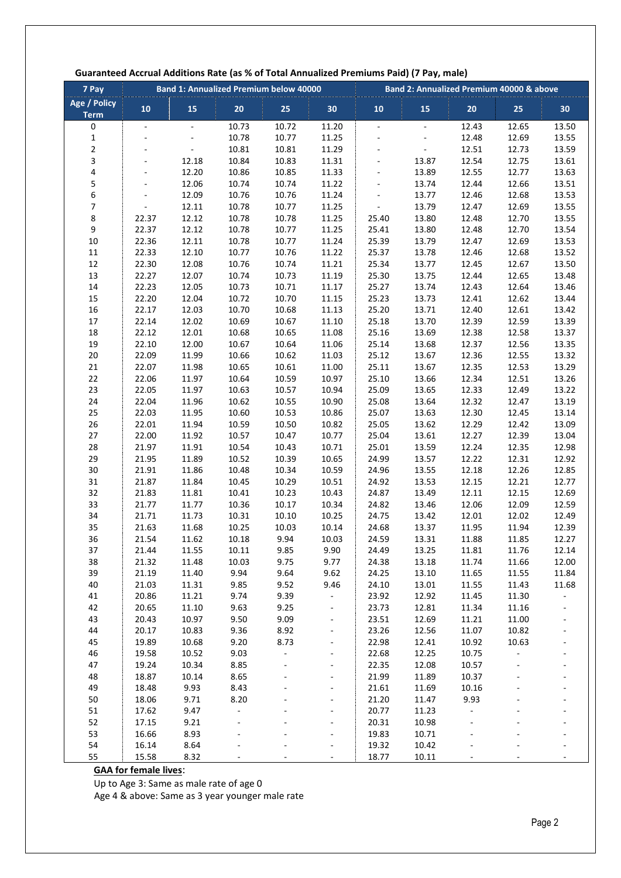**Guaranteed Accrual Additions Rate (as % of Total Annualized Premiums Paid) (7 Pay, male)**

| 7 Pay | Band 1: Annualized Premium below 40000 | | | | | Band 2: Annualized Premium 40000 & above | | | | |
|---|---|---|---|---|---|---|---|---|---|---|
| Age / Policy Term | 10 | 15 | 20 | 25 | 30 | 10 | 15 | 20 | 25 | 30 |
| 0 | - | - | 10.73 | 10.72 | 11.20 | - | - | 12.43 | 12.65 | 13.50 |
| 1 | - | - | 10.78 | 10.77 | 11.25 | - | - | 12.48 | 12.69 | 13.55 |
| 2 | - | - | 10.81 | 10.81 | 11.29 | - | - | 12.51 | 12.73 | 13.59 |
| 3 | - | 12.18 | 10.84 | 10.83 | 11.31 | - | 13.87 | 12.54 | 12.75 | 13.61 |
| 4 | - | 12.20 | 10.86 | 10.85 | 11.33 | - | 13.89 | 12.55 | 12.77 | 13.63 |
| 5 | - | 12.06 | 10.74 | 10.74 | 11.22 | - | 13.74 | 12.44 | 12.66 | 13.51 |
| 6 | - | 12.09 | 10.76 | 10.76 | 11.24 | - | 13.77 | 12.46 | 12.68 | 13.53 |
| 7 | - | 12.11 | 10.78 | 10.77 | 11.25 | - | 13.79 | 12.47 | 12.69 | 13.55 |
| 8 | 22.37 | 12.12 | 10.78 | 10.78 | 11.25 | 25.40 | 13.80 | 12.48 | 12.70 | 13.55 |
| 9 | 22.37 | 12.12 | 10.78 | 10.77 | 11.25 | 25.41 | 13.80 | 12.48 | 12.70 | 13.54 |
| 10 | 22.36 | 12.11 | 10.78 | 10.77 | 11.24 | 25.39 | 13.79 | 12.47 | 12.69 | 13.53 |
| 11 | 22.33 | 12.10 | 10.77 | 10.76 | 11.22 | 25.37 | 13.78 | 12.46 | 12.68 | 13.52 |
| 12 | 22.30 | 12.08 | 10.76 | 10.74 | 11.21 | 25.34 | 13.77 | 12.45 | 12.67 | 13.50 |
| 13 | 22.27 | 12.07 | 10.74 | 10.73 | 11.19 | 25.30 | 13.75 | 12.44 | 12.65 | 13.48 |
| 14 | 22.23 | 12.05 | 10.73 | 10.71 | 11.17 | 25.27 | 13.74 | 12.43 | 12.64 | 13.46 |
| 15 | 22.20 | 12.04 | 10.72 | 10.70 | 11.15 | 25.23 | 13.73 | 12.41 | 12.62 | 13.44 |
| 16 | 22.17 | 12.03 | 10.70 | 10.68 | 11.13 | 25.20 | 13.71 | 12.40 | 12.61 | 13.42 |
| 17 | 22.14 | 12.02 | 10.69 | 10.67 | 11.10 | 25.18 | 13.70 | 12.39 | 12.59 | 13.39 |
| 18 | 22.12 | 12.01 | 10.68 | 10.65 | 11.08 | 25.16 | 13.69 | 12.38 | 12.58 | 13.37 |
| 19 | 22.10 | 12.00 | 10.67 | 10.64 | 11.06 | 25.14 | 13.68 | 12.37 | 12.56 | 13.35 |
| 20 | 22.09 | 11.99 | 10.66 | 10.62 | 11.03 | 25.12 | 13.67 | 12.36 | 12.55 | 13.32 |
| 21 | 22.07 | 11.98 | 10.65 | 10.61 | 11.00 | 25.11 | 13.67 | 12.35 | 12.53 | 13.29 |
| 22 | 22.06 | 11.97 | 10.64 | 10.59 | 10.97 | 25.10 | 13.66 | 12.34 | 12.51 | 13.26 |
| 23 | 22.05 | 11.97 | 10.63 | 10.57 | 10.94 | 25.09 | 13.65 | 12.33 | 12.49 | 13.22 |
| 24 | 22.04 | 11.96 | 10.62 | 10.55 | 10.90 | 25.08 | 13.64 | 12.32 | 12.47 | 13.19 |
| 25 | 22.03 | 11.95 | 10.60 | 10.53 | 10.86 | 25.07 | 13.63 | 12.30 | 12.45 | 13.14 |
| 26 | 22.01 | 11.94 | 10.59 | 10.50 | 10.82 | 25.05 | 13.62 | 12.29 | 12.42 | 13.09 |
| 27 | 22.00 | 11.92 | 10.57 | 10.47 | 10.77 | 25.04 | 13.61 | 12.27 | 12.39 | 13.04 |
| 28 | 21.97 | 11.91 | 10.54 | 10.43 | 10.71 | 25.01 | 13.59 | 12.24 | 12.35 | 12.98 |
| 29 | 21.95 | 11.89 | 10.52 | 10.39 | 10.65 | 24.99 | 13.57 | 12.22 | 12.31 | 12.92 |
| 30 | 21.91 | 11.86 | 10.48 | 10.34 | 10.59 | 24.96 | 13.55 | 12.18 | 12.26 | 12.85 |
| 31 | 21.87 | 11.84 | 10.45 | 10.29 | 10.51 | 24.92 | 13.53 | 12.15 | 12.21 | 12.77 |
| 32 | 21.83 | 11.81 | 10.41 | 10.23 | 10.43 | 24.87 | 13.49 | 12.11 | 12.15 | 12.69 |
| 33 | 21.77 | 11.77 | 10.36 | 10.17 | 10.34 | 24.82 | 13.46 | 12.06 | 12.09 | 12.59 |
| 34 | 21.71 | 11.73 | 10.31 | 10.10 | 10.25 | 24.75 | 13.42 | 12.01 | 12.02 | 12.49 |
| 35 | 21.63 | 11.68 | 10.25 | 10.03 | 10.14 | 24.68 | 13.37 | 11.95 | 11.94 | 12.39 |
| 36 | 21.54 | 11.62 | 10.18 | 9.94 | 10.03 | 24.59 | 13.31 | 11.88 | 11.85 | 12.27 |
| 37 | 21.44 | 11.55 | 10.11 | 9.85 | 9.90 | 24.49 | 13.25 | 11.81 | 11.76 | 12.14 |
| 38 | 21.32 | 11.48 | 10.03 | 9.75 | 9.77 | 24.38 | 13.18 | 11.74 | 11.66 | 12.00 |
| 39 | 21.19 | 11.40 | 9.94 | 9.64 | 9.62 | 24.25 | 13.10 | 11.65 | 11.55 | 11.84 |
| 40 | 21.03 | 11.31 | 9.85 | 9.52 | 9.46 | 24.10 | 13.01 | 11.55 | 11.43 | 11.68 |
| 41 | 20.86 | 11.21 | 9.74 | 9.39 | - | 23.92 | 12.92 | 11.45 | 11.30 | - |
| 42 | 20.65 | 11.10 | 9.63 | 9.25 | - | 23.73 | 12.81 | 11.34 | 11.16 | - |
| 43 | 20.43 | 10.97 | 9.50 | 9.09 | - | 23.51 | 12.69 | 11.21 | 11.00 | - |
| 44 | 20.17 | 10.83 | 9.36 | 8.92 | - | 23.26 | 12.56 | 11.07 | 10.82 | - |
| 45 | 19.89 | 10.68 | 9.20 | 8.73 | - | 22.98 | 12.41 | 10.92 | 10.63 | - |
| 46 | 19.58 | 10.52 | 9.03 | - | - | 22.68 | 12.25 | 10.75 | - | - |
| 47 | 19.24 | 10.34 | 8.85 | - | - | 22.35 | 12.08 | 10.57 | - | - |
| 48 | 18.87 | 10.14 | 8.65 | - | - | 21.99 | 11.89 | 10.37 | - | - |
| 49 | 18.48 | 9.93 | 8.43 | - | - | 21.61 | 11.69 | 10.16 | - | - |
| 50 | 18.06 | 9.71 | 8.20 | - | - | 21.20 | 11.47 | 9.93 | - | - |
| 51 | 17.62 | 9.47 | - | - | - | 20.77 | 11.23 | - | - | - |
| 52 | 17.15 | 9.21 | - | - | - | 20.31 | 10.98 | - | - | - |
| 53 | 16.66 | 8.93 | - | - | - | 19.83 | 10.71 | - | - | - |
| 54 | 16.14 | 8.64 | - | - | - | 19.32 | 10.42 | - | - | - |
| 55 | 15.58 | 8.32 | - | - | - | 18.77 | 10.11 | - | - | - |

**GAA for female lives**:

Up to Age 3: Same as male rate of age 0

Age 4 & above: Same as 3 year younger male rate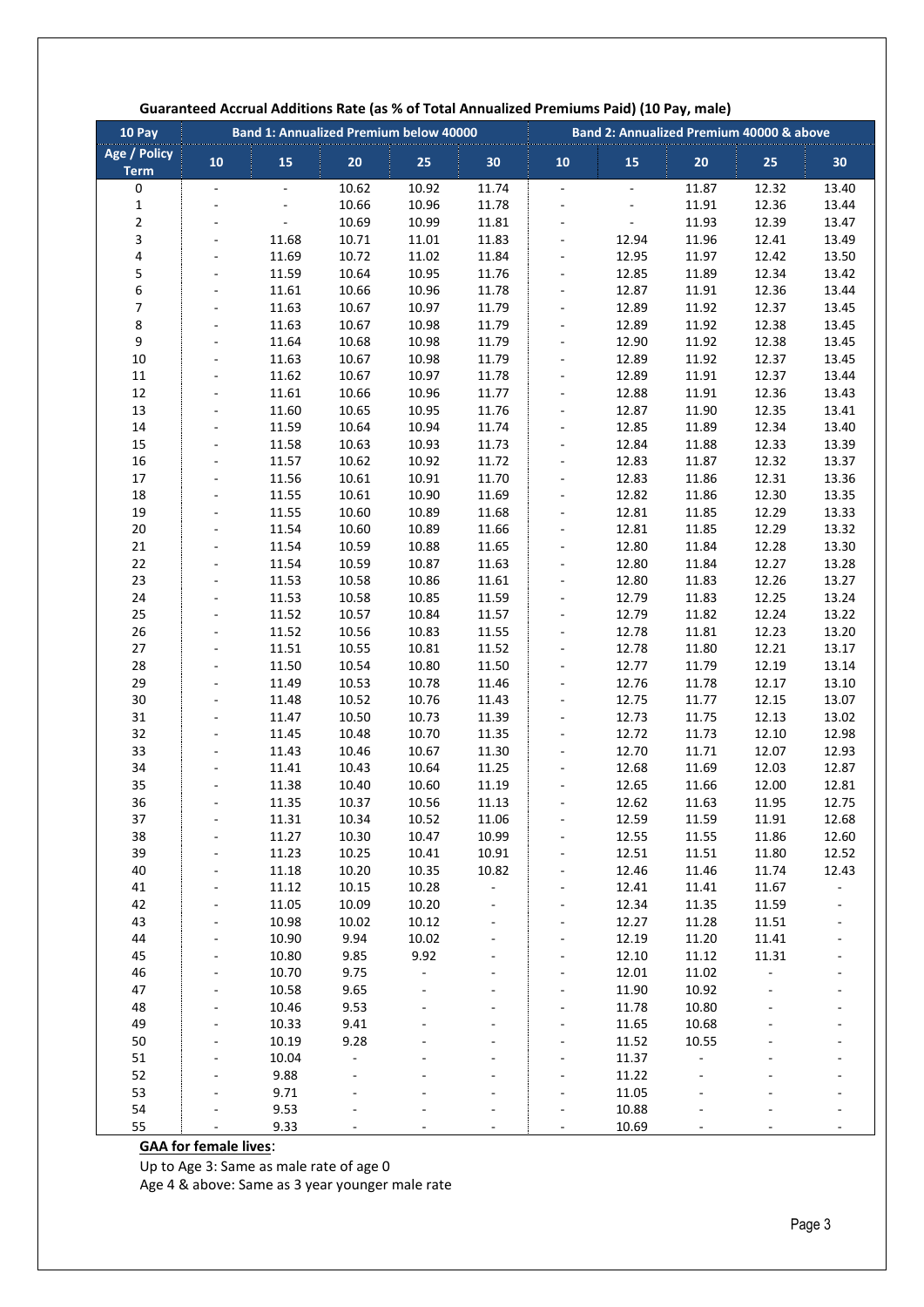**Guaranteed Accrual Additions Rate (as % of Total Annualized Premiums Paid) (10 Pay, male)**

| 10 Pay | Band 1: Annualized Premium below 40000 | | | | | Band 2: Annualized Premium 40000 & above | | | | |
|---|---|---|---|---|---|---|---|---|---|---|
| Age / Policy Term | 10 | 15 | 20 | 25 | 30 | 10 | 15 | 20 | 25 | 30 |
| 0 | - | - | 10.62 | 10.92 | 11.74 | - | - | 11.87 | 12.32 | 13.40 |
| 1 | - | - | 10.66 | 10.96 | 11.78 | - | - | 11.91 | 12.36 | 13.44 |
| 2 | - | - | 10.69 | 10.99 | 11.81 | - | - | 11.93 | 12.39 | 13.47 |
| 3 | - | 11.68 | 10.71 | 11.01 | 11.83 | - | 12.94 | 11.96 | 12.41 | 13.49 |
| 4 | - | 11.69 | 10.72 | 11.02 | 11.84 | - | 12.95 | 11.97 | 12.42 | 13.50 |
| 5 | - | 11.59 | 10.64 | 10.95 | 11.76 | - | 12.85 | 11.89 | 12.34 | 13.42 |
| 6 | - | 11.61 | 10.66 | 10.96 | 11.78 | - | 12.87 | 11.91 | 12.36 | 13.44 |
| 7 | - | 11.63 | 10.67 | 10.97 | 11.79 | - | 12.89 | 11.92 | 12.37 | 13.45 |
| 8 | - | 11.63 | 10.67 | 10.98 | 11.79 | - | 12.89 | 11.92 | 12.38 | 13.45 |
| 9 | - | 11.64 | 10.68 | 10.98 | 11.79 | - | 12.90 | 11.92 | 12.38 | 13.45 |
| 10 | - | 11.63 | 10.67 | 10.98 | 11.79 | - | 12.89 | 11.92 | 12.37 | 13.45 |
| 11 | - | 11.62 | 10.67 | 10.97 | 11.78 | - | 12.89 | 11.91 | 12.37 | 13.44 |
| 12 | - | 11.61 | 10.66 | 10.96 | 11.77 | - | 12.88 | 11.91 | 12.36 | 13.43 |
| 13 | - | 11.60 | 10.65 | 10.95 | 11.76 | - | 12.87 | 11.90 | 12.35 | 13.41 |
| 14 | - | 11.59 | 10.64 | 10.94 | 11.74 | - | 12.85 | 11.89 | 12.34 | 13.40 |
| 15 | - | 11.58 | 10.63 | 10.93 | 11.73 | - | 12.84 | 11.88 | 12.33 | 13.39 |
| 16 | - | 11.57 | 10.62 | 10.92 | 11.72 | - | 12.83 | 11.87 | 12.32 | 13.37 |
| 17 | - | 11.56 | 10.61 | 10.91 | 11.70 | - | 12.83 | 11.86 | 12.31 | 13.36 |
| 18 | - | 11.55 | 10.61 | 10.90 | 11.69 | - | 12.82 | 11.86 | 12.30 | 13.35 |
| 19 | - | 11.55 | 10.60 | 10.89 | 11.68 | - | 12.81 | 11.85 | 12.29 | 13.33 |
| 20 | - | 11.54 | 10.60 | 10.89 | 11.66 | - | 12.81 | 11.85 | 12.29 | 13.32 |
| 21 | - | 11.54 | 10.59 | 10.88 | 11.65 | - | 12.80 | 11.84 | 12.28 | 13.30 |
| 22 | - | 11.54 | 10.59 | 10.87 | 11.63 | - | 12.80 | 11.84 | 12.27 | 13.28 |
| 23 | - | 11.53 | 10.58 | 10.86 | 11.61 | - | 12.80 | 11.83 | 12.26 | 13.27 |
| 24 | - | 11.53 | 10.58 | 10.85 | 11.59 | - | 12.79 | 11.83 | 12.25 | 13.24 |
| 25 | - | 11.52 | 10.57 | 10.84 | 11.57 | - | 12.79 | 11.82 | 12.24 | 13.22 |
| 26 | - | 11.52 | 10.56 | 10.83 | 11.55 | - | 12.78 | 11.81 | 12.23 | 13.20 |
| 27 | - | 11.51 | 10.55 | 10.81 | 11.52 | - | 12.78 | 11.80 | 12.21 | 13.17 |
| 28 | - | 11.50 | 10.54 | 10.80 | 11.50 | - | 12.77 | 11.79 | 12.19 | 13.14 |
| 29 | - | 11.49 | 10.53 | 10.78 | 11.46 | - | 12.76 | 11.78 | 12.17 | 13.10 |
| 30 | - | 11.48 | 10.52 | 10.76 | 11.43 | - | 12.75 | 11.77 | 12.15 | 13.07 |
| 31 | - | 11.47 | 10.50 | 10.73 | 11.39 | - | 12.73 | 11.75 | 12.13 | 13.02 |
| 32 | - | 11.45 | 10.48 | 10.70 | 11.35 | - | 12.72 | 11.73 | 12.10 | 12.98 |
| 33 | - | 11.43 | 10.46 | 10.67 | 11.30 | - | 12.70 | 11.71 | 12.07 | 12.93 |
| 34 | - | 11.41 | 10.43 | 10.64 | 11.25 | - | 12.68 | 11.69 | 12.03 | 12.87 |
| 35 | - | 11.38 | 10.40 | 10.60 | 11.19 | - | 12.65 | 11.66 | 12.00 | 12.81 |
| 36 | - | 11.35 | 10.37 | 10.56 | 11.13 | - | 12.62 | 11.63 | 11.95 | 12.75 |
| 37 | - | 11.31 | 10.34 | 10.52 | 11.06 | - | 12.59 | 11.59 | 11.91 | 12.68 |
| 38 | - | 11.27 | 10.30 | 10.47 | 10.99 | - | 12.55 | 11.55 | 11.86 | 12.60 |
| 39 | - | 11.23 | 10.25 | 10.41 | 10.91 | - | 12.51 | 11.51 | 11.80 | 12.52 |
| 40 | - | 11.18 | 10.20 | 10.35 | 10.82 | - | 12.46 | 11.46 | 11.74 | 12.43 |
| 41 | - | 11.12 | 10.15 | 10.28 | - | - | 12.41 | 11.41 | 11.67 | - |
| 42 | - | 11.05 | 10.09 | 10.20 | - | - | 12.34 | 11.35 | 11.59 | - |
| 43 | - | 10.98 | 10.02 | 10.12 | - | - | 12.27 | 11.28 | 11.51 | - |
| 44 | - | 10.90 | 9.94 | 10.02 | - | - | 12.19 | 11.20 | 11.41 | - |
| 45 | - | 10.80 | 9.85 | 9.92 | - | - | 12.10 | 11.12 | 11.31 | - |
| 46 | - | 10.70 | 9.75 | - | - | - | 12.01 | 11.02 | - | - |
| 47 | - | 10.58 | 9.65 | - | - | - | 11.90 | 10.92 | - | - |
| 48 | - | 10.46 | 9.53 | - | - | - | 11.78 | 10.80 | - | - |
| 49 | - | 10.33 | 9.41 | - | - | - | 11.65 | 10.68 | - | - |
| 50 | - | 10.19 | 9.28 | - | - | - | 11.52 | 10.55 | - | - |
| 51 | - | 10.04 | - | - | - | - | 11.37 | - | - | - |
| 52 | - | 9.88 | - | - | - | - | 11.22 | - | - | - |
| 53 | - | 9.71 | - | - | - | - | 11.05 | - | - | - |
| 54 | - | 9.53 | - | - | - | - | 10.88 | - | - | - |
| 55 | - | 9.33 | - | - | - | - | 10.69 | - | - | - |

**GAA for female lives**:

Up to Age 3: Same as male rate of age 0

Age 4 & above: Same as 3 year younger male rate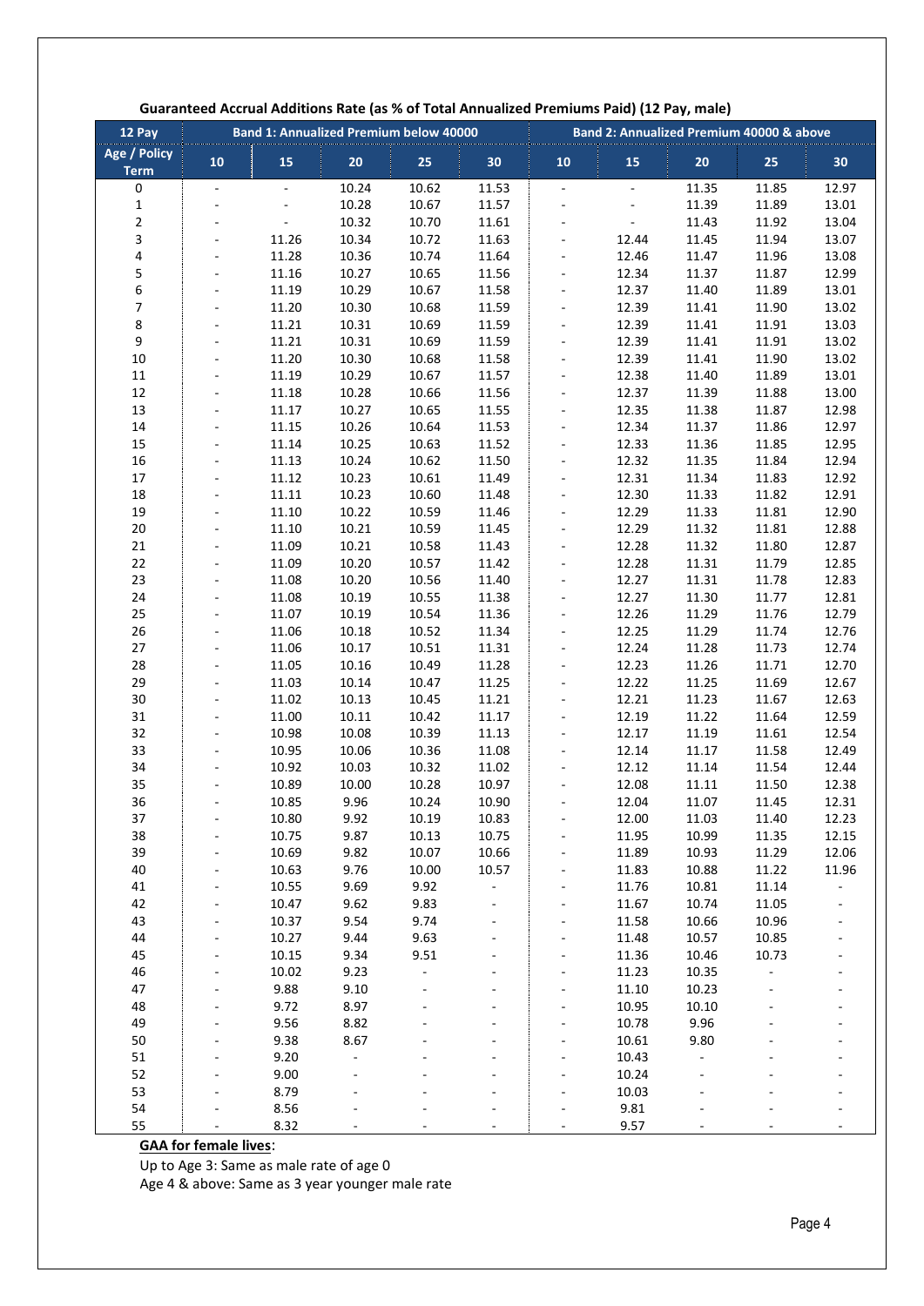**Guaranteed Accrual Additions Rate (as % of Total Annualized Premiums Paid) (12 Pay, male)**

| 12 Pay | Band 1: Annualized Premium below 40000 | | | | | Band 2: Annualized Premium 40000 & above | | | | |
|---|---|---|---|---|---|---|---|---|---|---|
| Age / Policy Term | 10 | 15 | 20 | 25 | 30 | 10 | 15 | 20 | 25 | 30 |
| 0 | - | - | 10.24 | 10.62 | 11.53 | - | - | 11.35 | 11.85 | 12.97 |
| 1 | - | - | 10.28 | 10.67 | 11.57 | - | - | 11.39 | 11.89 | 13.01 |
| 2 | - | - | 10.32 | 10.70 | 11.61 | - | - | 11.43 | 11.92 | 13.04 |
| 3 | - | 11.26 | 10.34 | 10.72 | 11.63 | - | 12.44 | 11.45 | 11.94 | 13.07 |
| 4 | - | 11.28 | 10.36 | 10.74 | 11.64 | - | 12.46 | 11.47 | 11.96 | 13.08 |
| 5 | - | 11.16 | 10.27 | 10.65 | 11.56 | - | 12.34 | 11.37 | 11.87 | 12.99 |
| 6 | - | 11.19 | 10.29 | 10.67 | 11.58 | - | 12.37 | 11.40 | 11.89 | 13.01 |
| 7 | - | 11.20 | 10.30 | 10.68 | 11.59 | - | 12.39 | 11.41 | 11.90 | 13.02 |
| 8 | - | 11.21 | 10.31 | 10.69 | 11.59 | - | 12.39 | 11.41 | 11.91 | 13.03 |
| 9 | - | 11.21 | 10.31 | 10.69 | 11.59 | - | 12.39 | 11.41 | 11.91 | 13.02 |
| 10 | - | 11.20 | 10.30 | 10.68 | 11.58 | - | 12.39 | 11.41 | 11.90 | 13.02 |
| 11 | - | 11.19 | 10.29 | 10.67 | 11.57 | - | 12.38 | 11.40 | 11.89 | 13.01 |
| 12 | - | 11.18 | 10.28 | 10.66 | 11.56 | - | 12.37 | 11.39 | 11.88 | 13.00 |
| 13 | - | 11.17 | 10.27 | 10.65 | 11.55 | - | 12.35 | 11.38 | 11.87 | 12.98 |
| 14 | - | 11.15 | 10.26 | 10.64 | 11.53 | - | 12.34 | 11.37 | 11.86 | 12.97 |
| 15 | - | 11.14 | 10.25 | 10.63 | 11.52 | - | 12.33 | 11.36 | 11.85 | 12.95 |
| 16 | - | 11.13 | 10.24 | 10.62 | 11.50 | - | 12.32 | 11.35 | 11.84 | 12.94 |
| 17 | - | 11.12 | 10.23 | 10.61 | 11.49 | - | 12.31 | 11.34 | 11.83 | 12.92 |
| 18 | - | 11.11 | 10.23 | 10.60 | 11.48 | - | 12.30 | 11.33 | 11.82 | 12.91 |
| 19 | - | 11.10 | 10.22 | 10.59 | 11.46 | - | 12.29 | 11.33 | 11.81 | 12.90 |
| 20 | - | 11.10 | 10.21 | 10.59 | 11.45 | - | 12.29 | 11.32 | 11.81 | 12.88 |
| 21 | - | 11.09 | 10.21 | 10.58 | 11.43 | - | 12.28 | 11.32 | 11.80 | 12.87 |
| 22 | - | 11.09 | 10.20 | 10.57 | 11.42 | - | 12.28 | 11.31 | 11.79 | 12.85 |
| 23 | - | 11.08 | 10.20 | 10.56 | 11.40 | - | 12.27 | 11.31 | 11.78 | 12.83 |
| 24 | - | 11.08 | 10.19 | 10.55 | 11.38 | - | 12.27 | 11.30 | 11.77 | 12.81 |
| 25 | - | 11.07 | 10.19 | 10.54 | 11.36 | - | 12.26 | 11.29 | 11.76 | 12.79 |
| 26 | - | 11.06 | 10.18 | 10.52 | 11.34 | - | 12.25 | 11.29 | 11.74 | 12.76 |
| 27 | - | 11.06 | 10.17 | 10.51 | 11.31 | - | 12.24 | 11.28 | 11.73 | 12.74 |
| 28 | - | 11.05 | 10.16 | 10.49 | 11.28 | - | 12.23 | 11.26 | 11.71 | 12.70 |
| 29 | - | 11.03 | 10.14 | 10.47 | 11.25 | - | 12.22 | 11.25 | 11.69 | 12.67 |
| 30 | - | 11.02 | 10.13 | 10.45 | 11.21 | - | 12.21 | 11.23 | 11.67 | 12.63 |
| 31 | - | 11.00 | 10.11 | 10.42 | 11.17 | - | 12.19 | 11.22 | 11.64 | 12.59 |
| 32 | - | 10.98 | 10.08 | 10.39 | 11.13 | - | 12.17 | 11.19 | 11.61 | 12.54 |
| 33 | - | 10.95 | 10.06 | 10.36 | 11.08 | - | 12.14 | 11.17 | 11.58 | 12.49 |
| 34 | - | 10.92 | 10.03 | 10.32 | 11.02 | - | 12.12 | 11.14 | 11.54 | 12.44 |
| 35 | - | 10.89 | 10.00 | 10.28 | 10.97 | - | 12.08 | 11.11 | 11.50 | 12.38 |
| 36 | - | 10.85 | 9.96 | 10.24 | 10.90 | - | 12.04 | 11.07 | 11.45 | 12.31 |
| 37 | - | 10.80 | 9.92 | 10.19 | 10.83 | - | 12.00 | 11.03 | 11.40 | 12.23 |
| 38 | - | 10.75 | 9.87 | 10.13 | 10.75 | - | 11.95 | 10.99 | 11.35 | 12.15 |
| 39 | - | 10.69 | 9.82 | 10.07 | 10.66 | - | 11.89 | 10.93 | 11.29 | 12.06 |
| 40 | - | 10.63 | 9.76 | 10.00 | 10.57 | - | 11.83 | 10.88 | 11.22 | 11.96 |
| 41 | - | 10.55 | 9.69 | 9.92 | - | - | 11.76 | 10.81 | 11.14 | - |
| 42 | - | 10.47 | 9.62 | 9.83 | - | - | 11.67 | 10.74 | 11.05 | - |
| 43 | - | 10.37 | 9.54 | 9.74 | - | - | 11.58 | 10.66 | 10.96 | - |
| 44 | - | 10.27 | 9.44 | 9.63 | - | - | 11.48 | 10.57 | 10.85 | - |
| 45 | - | 10.15 | 9.34 | 9.51 | - | - | 11.36 | 10.46 | 10.73 | - |
| 46 | - | 10.02 | 9.23 | - | - | - | 11.23 | 10.35 | - | - |
| 47 | - | 9.88 | 9.10 | - | - | - | 11.10 | 10.23 | - | - |
| 48 | - | 9.72 | 8.97 | - | - | - | 10.95 | 10.10 | - | - |
| 49 | - | 9.56 | 8.82 | - | - | - | 10.78 | 9.96 | - | - |
| 50 | - | 9.38 | 8.67 | - | - | - | 10.61 | 9.80 | - | - |
| 51 | - | 9.20 | - | - | - | - | 10.43 | - | - | - |
| 52 | - | 9.00 | - | - | - | - | 10.24 | - | - | - |
| 53 | - | 8.79 | - | - | - | - | 10.03 | - | - | - |
| 54 | - | 8.56 | - | - | - | - | 9.81 | - | - | - |
| 55 | - | 8.32 | - | - | - | - | 9.57 | - | - | - |

**GAA for female lives**:

Up to Age 3: Same as male rate of age 0

Age 4 & above: Same as 3 year younger male rate